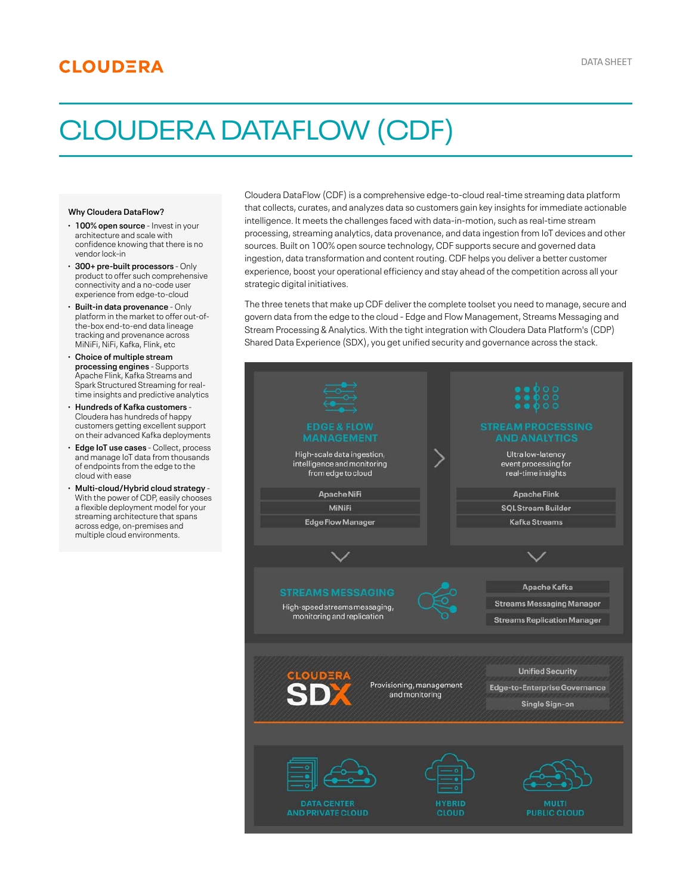# CLOUDERA DATAFLOW (CDF)

### Why Cloudera DataFlow?

- **100% open source** - Invest in your architecture and scale with confidence knowing that there is no vendor lock-in
- **300+ pre-built processors** - Only product to offer such comprehensive connectivity and a no-code user experience from edge-to-cloud
- **Built-in data provenance** - Only platform in the market to offer out-of-the-box end-to-end data lineage tracking and provenance across MiNiFi, NiFi, Kafka, Flink, etc
- **Choice of multiple stream processing engines** - Supports Apache Flink, Kafka Streams and Spark Structured Streaming for real-time insights and predictive analytics
- **Hundreds of Kafka customers** - Cloudera has hundreds of happy customers getting excellent support on their advanced Kafka deployments
- **Edge IoT use cases** - Collect, process and manage IoT data from thousands of endpoints from the edge to the cloud with ease
- **Multi-cloud/Hybrid cloud strategy** - With the power of CDP, easily chooses a flexible deployment model for your streaming architecture that spans across edge, on-premises and multiple cloud environments.

Cloudera DataFlow (CDF) is a comprehensive edge-to-cloud real-time streaming data platform that collects, curates, and analyzes data so customers gain key insights for immediate actionable intelligence. It meets the challenges faced with data-in-motion, such as real-time stream processing, streaming analytics, data provenance, and data ingestion from IoT devices and other sources. Built on 100% open source technology, CDF supports secure and governed data ingestion, data transformation and content routing. CDF helps you deliver a better customer experience, boost your operational efficiency and stay ahead of the competition across all your strategic digital initiatives.

The three tenets that make up CDF deliver the complete toolset you need to manage, secure and govern data from the edge to the cloud - Edge and Flow Management, Streams Messaging and Stream Processing & Analytics. With the tight integration with Cloudera Data Platform's (CDP) Shared Data Experience (SDX), you get unified security and governance across the stack.

**EDGE & FLOW MANAGEMENT**
High-scale data ingestion, intelligence and monitoring from edge to cloud
- Apache NiFi
- MiNiFi
- Edge Flow Manager

**STREAM PROCESSING AND ANALYTICS**
Ultra low-latency event processing for real-time insights
- Apache Flink
- SQL Stream Builder
- Kafka Streams

**STREAMS MESSAGING**
High-speed streams messaging, monitoring and replication
- Apache Kafka
- Streams Messaging Manager
- Streams Replication Manager

**CLOUDERA SDX**
Provisioning, management and monitoring
- Unified Security
- Edge-to-Enterprise Governance
- Single Sign-on

DATA CENTER AND PRIVATE CLOUD | HYBRID CLOUD | MULTI PUBLIC CLOUD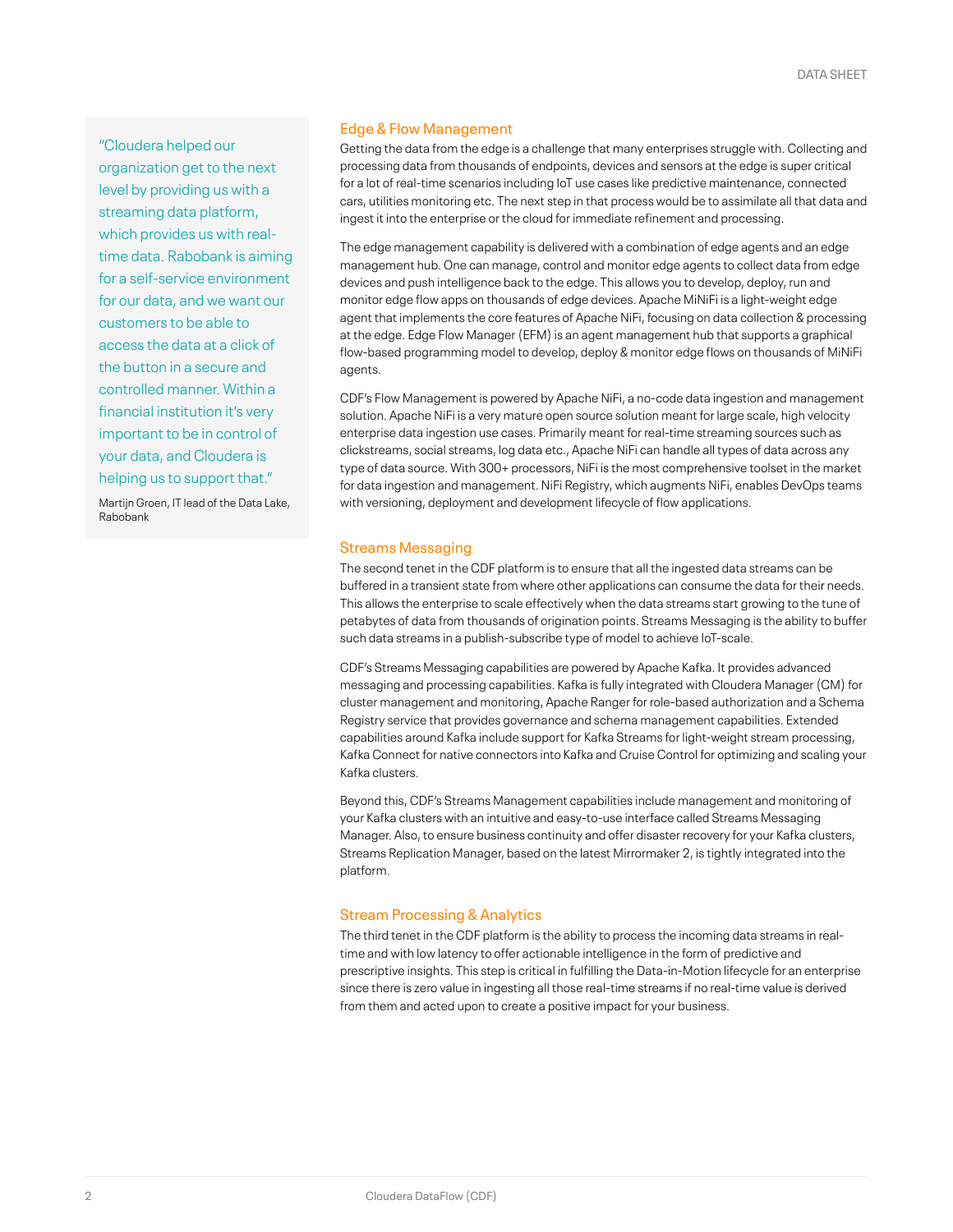> "Cloudera helped our organization get to the next level by providing us with a streaming data platform, which provides us with real-time data. Rabobank is aiming for a self-service environment for our data, and we want our customers to be able to access the data at a click of the button in a secure and controlled manner. Within a financial institution it's very important to be in control of your data, and Cloudera is helping us to support that."
>
> Martijn Groen, IT lead of the Data Lake, Rabobank

## Edge & Flow Management

Getting the data from the edge is a challenge that many enterprises struggle with. Collecting and processing data from thousands of endpoints, devices and sensors at the edge is super critical for a lot of real-time scenarios including IoT use cases like predictive maintenance, connected cars, utilities monitoring etc. The next step in that process would be to assimilate all that data and ingest it into the enterprise or the cloud for immediate refinement and processing.

The edge management capability is delivered with a combination of edge agents and an edge management hub. One can manage, control and monitor edge agents to collect data from edge devices and push intelligence back to the edge. This allows you to develop, deploy, run and monitor edge flow apps on thousands of edge devices. Apache MiNiFi is a light-weight edge agent that implements the core features of Apache NiFi, focusing on data collection & processing at the edge. Edge Flow Manager (EFM) is an agent management hub that supports a graphical flow-based programming model to develop, deploy & monitor edge flows on thousands of MiNiFi agents.

CDF's Flow Management is powered by Apache NiFi, a no-code data ingestion and management solution. Apache NiFi is a very mature open source solution meant for large scale, high velocity enterprise data ingestion use cases. Primarily meant for real-time streaming sources such as clickstreams, social streams, log data etc., Apache NiFi can handle all types of data across any type of data source. With 300+ processors, NiFi is the most comprehensive toolset in the market for data ingestion and management. NiFi Registry, which augments NiFi, enables DevOps teams with versioning, deployment and development lifecycle of flow applications.

## Streams Messaging

The second tenet in the CDF platform is to ensure that all the ingested data streams can be buffered in a transient state from where other applications can consume the data for their needs. This allows the enterprise to scale effectively when the data streams start growing to the tune of petabytes of data from thousands of origination points. Streams Messaging is the ability to buffer such data streams in a publish-subscribe type of model to achieve IoT-scale.

CDF's Streams Messaging capabilities are powered by Apache Kafka. It provides advanced messaging and processing capabilities. Kafka is fully integrated with Cloudera Manager (CM) for cluster management and monitoring, Apache Ranger for role-based authorization and a Schema Registry service that provides governance and schema management capabilities. Extended capabilities around Kafka include support for Kafka Streams for light-weight stream processing, Kafka Connect for native connectors into Kafka and Cruise Control for optimizing and scaling your Kafka clusters.

Beyond this, CDF's Streams Management capabilities include management and monitoring of your Kafka clusters with an intuitive and easy-to-use interface called Streams Messaging Manager. Also, to ensure business continuity and offer disaster recovery for your Kafka clusters, Streams Replication Manager, based on the latest Mirrormaker 2, is tightly integrated into the platform.

## Stream Processing & Analytics

The third tenet in the CDF platform is the ability to process the incoming data streams in real-time and with low latency to offer actionable intelligence in the form of predictive and prescriptive insights. This step is critical in fulfilling the Data-in-Motion lifecycle for an enterprise since there is zero value in ingesting all those real-time streams if no real-time value is derived from them and acted upon to create a positive impact for your business.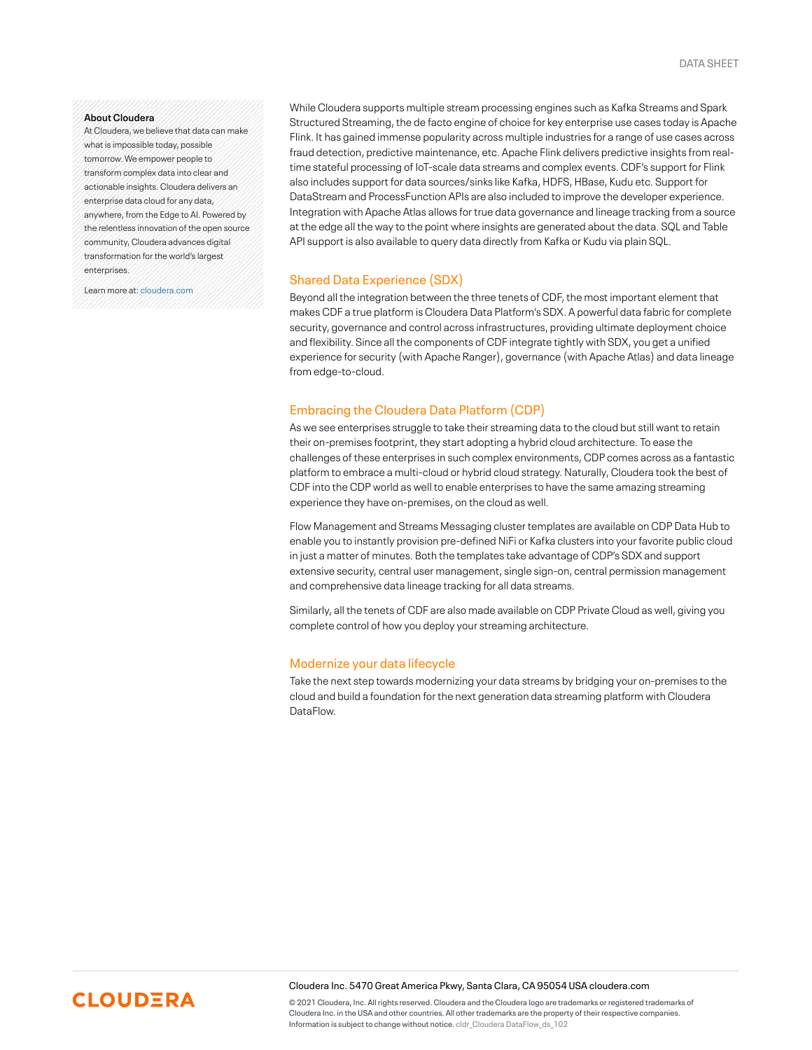**About Cloudera**

At Cloudera, we believe that data can make what is impossible today, possible tomorrow. We empower people to transform complex data into clear and actionable insights. Cloudera delivers an enterprise data cloud for any data, anywhere, from the Edge to AI. Powered by the relentless innovation of the open source community, Cloudera advances digital transformation for the world's largest enterprises.

Learn more at: cloudera.com

While Cloudera supports multiple stream processing engines such as Kafka Streams and Spark Structured Streaming, the de facto engine of choice for key enterprise use cases today is Apache Flink. It has gained immense popularity across multiple industries for a range of use cases across fraud detection, predictive maintenance, etc. Apache Flink delivers predictive insights from real-time stateful processing of IoT-scale data streams and complex events. CDF's support for Flink also includes support for data sources/sinks like Kafka, HDFS, HBase, Kudu etc. Support for DataStream and ProcessFunction APIs are also included to improve the developer experience. Integration with Apache Atlas allows for true data governance and lineage tracking from a source at the edge all the way to the point where insights are generated about the data. SQL and Table API support is also available to query data directly from Kafka or Kudu via plain SQL.

## Shared Data Experience (SDX)

Beyond all the integration between the three tenets of CDF, the most important element that makes CDF a true platform is Cloudera Data Platform's SDX. A powerful data fabric for complete security, governance and control across infrastructures, providing ultimate deployment choice and flexibility. Since all the components of CDF integrate tightly with SDX, you get a unified experience for security (with Apache Ranger), governance (with Apache Atlas) and data lineage from edge-to-cloud.

## Embracing the Cloudera Data Platform (CDP)

As we see enterprises struggle to take their streaming data to the cloud but still want to retain their on-premises footprint, they start adopting a hybrid cloud architecture. To ease the challenges of these enterprises in such complex environments, CDP comes across as a fantastic platform to embrace a multi-cloud or hybrid cloud strategy. Naturally, Cloudera took the best of CDF into the CDP world as well to enable enterprises to have the same amazing streaming experience they have on-premises, on the cloud as well.

Flow Management and Streams Messaging cluster templates are available on CDP Data Hub to enable you to instantly provision pre-defined NiFi or Kafka clusters into your favorite public cloud in just a matter of minutes. Both the templates take advantage of CDP's SDX and support extensive security, central user management, single sign-on, central permission management and comprehensive data lineage tracking for all data streams.

Similarly, all the tenets of CDF are also made available on CDP Private Cloud as well, giving you complete control of how you deploy your streaming architecture.

## Modernize your data lifecycle

Take the next step towards modernizing your data streams by bridging your on-premises to the cloud and build a foundation for the next generation data streaming platform with Cloudera DataFlow.

CLOUDERA

Cloudera Inc. 5470 Great America Pkwy, Santa Clara, CA 95054 USA cloudera.com

© 2021 Cloudera, Inc. All rights reserved. Cloudera and the Cloudera logo are trademarks or registered trademarks of Cloudera Inc. in the USA and other countries. All other trademarks are the property of their respective companies. Information is subject to change without notice. cldr_Cloudera DataFlow_ds_102